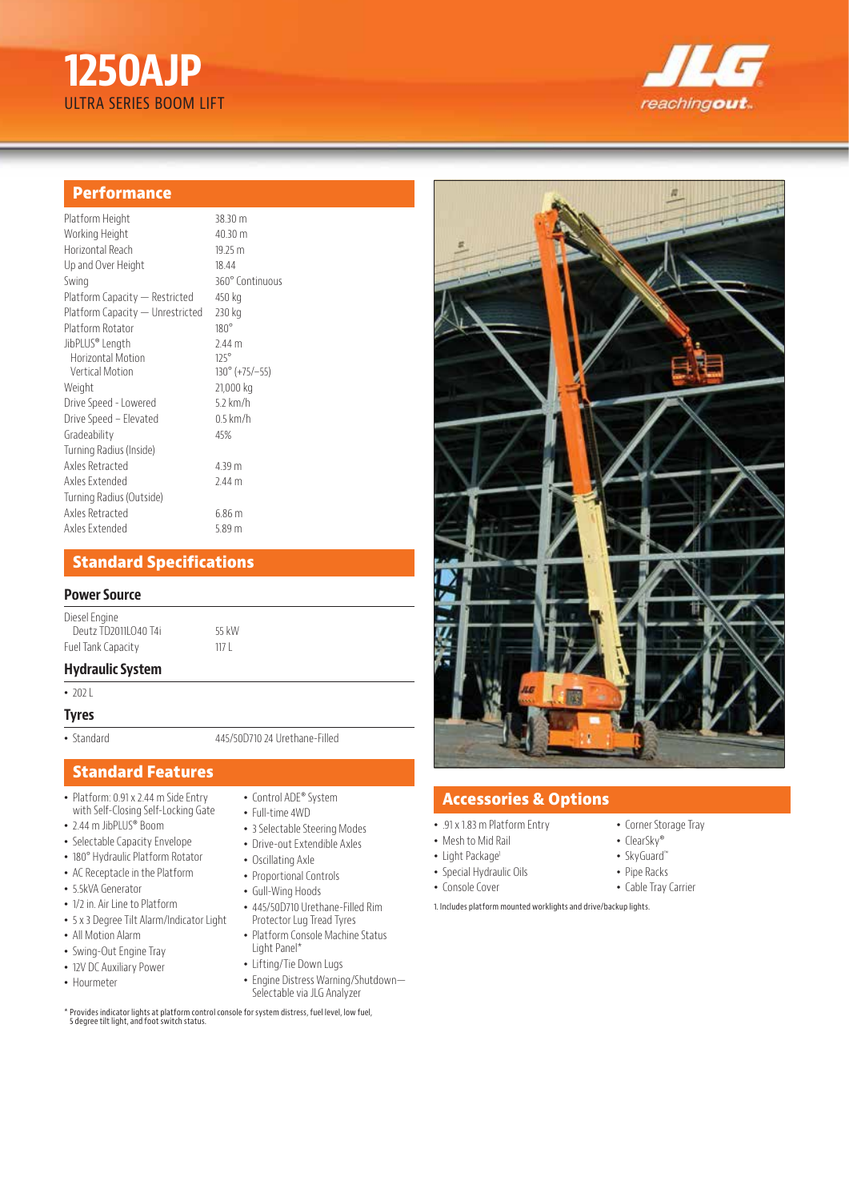# 1250AJP

ULTRA SERIES BOOM LIFT

## Performance

| | |
|---|---|
| Platform Height | 38.30 m |
| Working Height | 40.30 m |
| Horizontal Reach | 19.25 m |
| Up and Over Height | 18.44 |
| Swing | 360° Continuous |
| Platform Capacity — Restricted | 450 kg |
| Platform Capacity — Unrestricted | 230 kg |
| Platform Rotator | 180° |
| JibPLUS® Length | 2.44 m |
| Horizontal Motion | 125° |
| Vertical Motion | 130° (+75/–55) |
| Weight | 21,000 kg |
| Drive Speed - Lowered | 5.2 km/h |
| Drive Speed – Elevated | 0.5 km/h |
| Gradeability | 45% |
| Turning Radius (Inside) | |
| Axles Retracted | 4.39 m |
| Axles Extended | 2.44 m |
| Turning Radius (Outside) | |
| Axles Retracted | 6.86 m |
| Axles Extended | 5.89 m |

## Standard Specifications

### Power Source

| | |
|---|---|
| Diesel Engine | |
| Deutz TD2011L040 T4i | 55 kW |
| Fuel Tank Capacity | 117 L |

### Hydraulic System

- 202 L

### Tyres

| | |
|---|---|
| • Standard | 445/50D710 24 Urethane-Filled |

## Standard Features

- Platform: 0.91 x 2.44 m Side Entry with Self-Closing Self-Locking Gate
- 2.44 m JibPLUS® Boom
- Selectable Capacity Envelope
- 180° Hydraulic Platform Rotator
- AC Receptacle in the Platform
- 5.5kVA Generator
- 1/2 in. Air Line to Platform
- 5 x 3 Degree Tilt Alarm/Indicator Light
- All Motion Alarm
- Swing-Out Engine Tray
- 12V DC Auxiliary Power
- Hourmeter
- Control ADE® System
- Full-time 4WD
- 3 Selectable Steering Modes
- Drive-out Extendible Axles
- Oscillating Axle
- Proportional Controls
- Gull-Wing Hoods
- 445/50D710 Urethane-Filled Rim Protector Lug Tread Tyres
- Platform Console Machine Status Light Panel*
- Lifting/Tie Down Lugs
- Engine Distress Warning/Shutdown—Selectable via JLG Analyzer

* Provides indicator lights at platform control console for system distress, fuel level, low fuel, 5 degree tilt light, and foot switch status.

## Accessories & Options

- .91 x 1.83 m Platform Entry
- Mesh to Mid Rail
- Light Package[1]
- Special Hydraulic Oils
- Console Cover
- Corner Storage Tray
- ClearSky®
- SkyGuard™
- Pipe Racks
- Cable Tray Carrier

1. Includes platform mounted worklights and drive/backup lights.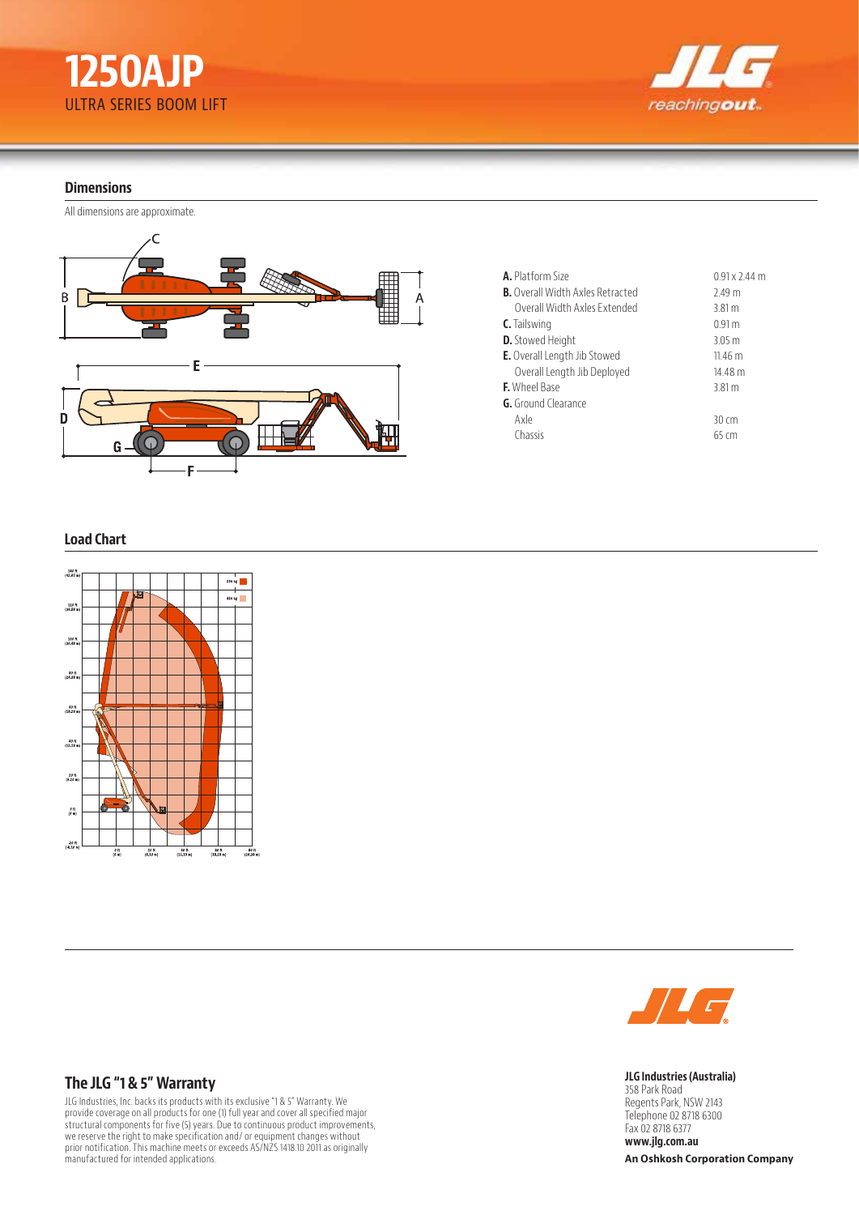# 1250AJP

ULTRA SERIES BOOM LIFT

## Dimensions

All dimensions are approximate.

| | |
|---|---|
| **A.** Platform Size | 0.91 x 2.44 m |
| **B.** Overall Width Axles Retracted | 2.49 m |
| Overall Width Axles Extended | 3.81 m |
| **C.** Tailswing | 0.91 m |
| **D.** Stowed Height | 3.05 m |
| **E.** Overall Length Jib Stowed | 11.46 m |
| Overall Length Jib Deployed | 14.48 m |
| **F.** Wheel Base | 3.81 m |
| **G.** Ground Clearance | |
| Axle | 30 cm |
| Chassis | 65 cm |

## Load Chart

## The JLG "1 & 5" Warranty

JLG Industries, Inc. backs its products with its exclusive "1 & 5" Warranty. We provide coverage on all products for one (1) full year and cover all specified major structural components for five (5) years. Due to continuous product improvements, we reserve the right to make specification and/ or equipment changes without prior notification. This machine meets or exceeds AS/NZS 1418.10 2011 as originally manufactured for intended applications.

**JLG Industries (Australia)**
358 Park Road
Regents Park, NSW 2143
Telephone 02 8718 6300
Fax 02 8718 6377
**www.jlg.com.au**

**An Oshkosh Corporation Company**